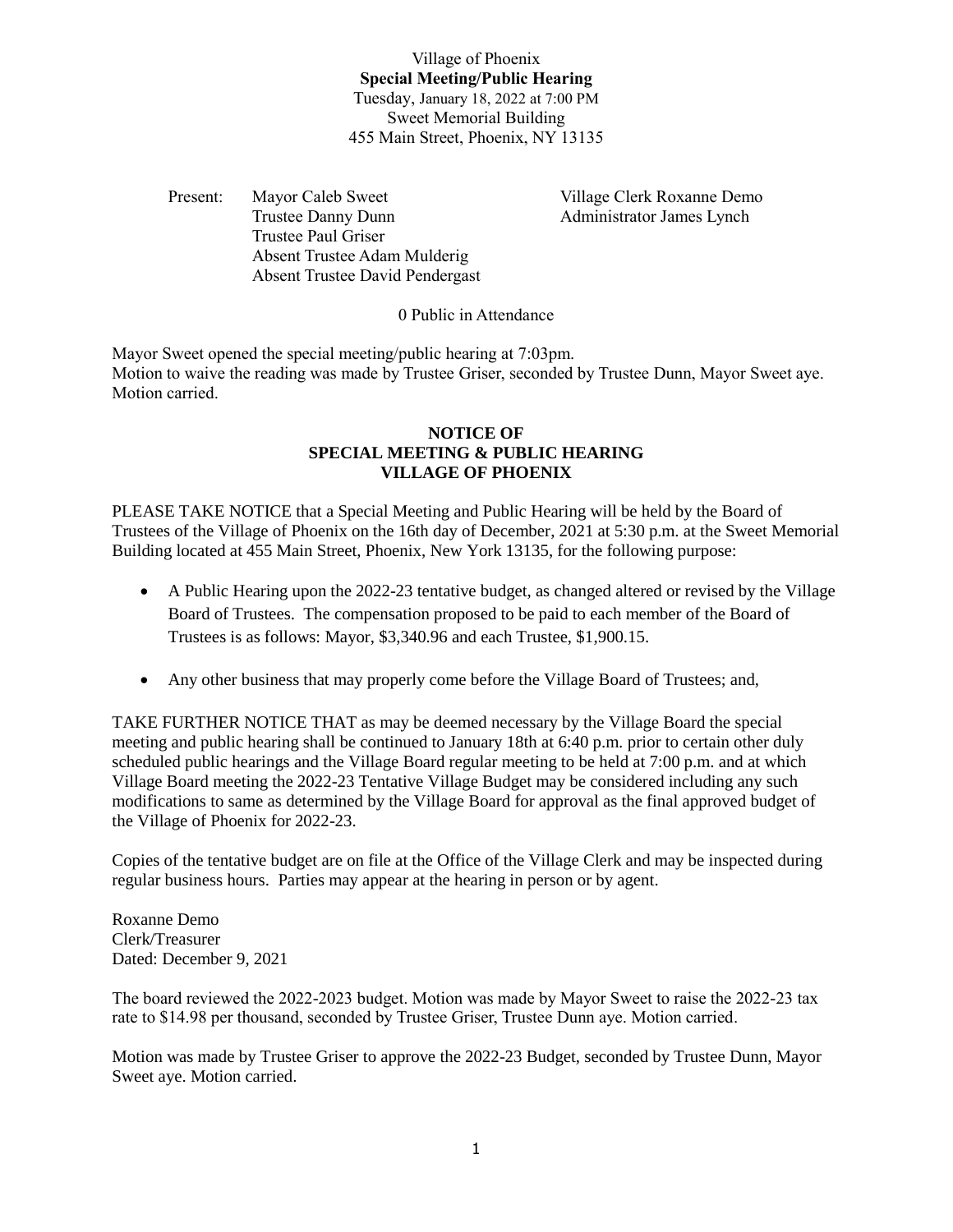Village of Phoenix
**Special Meeting/Public Hearing**
Tuesday, January 18, 2022 at 7:00 PM
Sweet Memorial Building
455 Main Street, Phoenix, NY 13135

Present: Mayor Caleb Sweet
Trustee Danny Dunn
Trustee Paul Griser
Absent Trustee Adam Mulderig
Absent Trustee David Pendergast

Village Clerk Roxanne Demo
Administrator James Lynch

0 Public in Attendance

Mayor Sweet opened the special meeting/public hearing at 7:03pm.
Motion to waive the reading was made by Trustee Griser, seconded by Trustee Dunn, Mayor Sweet aye. Motion carried.

**NOTICE OF**
**SPECIAL MEETING & PUBLIC HEARING**
**VILLAGE OF PHOENIX**

PLEASE TAKE NOTICE that a Special Meeting and Public Hearing will be held by the Board of Trustees of the Village of Phoenix on the 16th day of December, 2021 at 5:30 p.m. at the Sweet Memorial Building located at 455 Main Street, Phoenix, New York 13135, for the following purpose:

- A Public Hearing upon the 2022-23 tentative budget, as changed altered or revised by the Village Board of Trustees. The compensation proposed to be paid to each member of the Board of Trustees is as follows: Mayor, $3,340.96 and each Trustee, $1,900.15.
- Any other business that may properly come before the Village Board of Trustees; and,

TAKE FURTHER NOTICE THAT as may be deemed necessary by the Village Board the special meeting and public hearing shall be continued to January 18th at 6:40 p.m. prior to certain other duly scheduled public hearings and the Village Board regular meeting to be held at 7:00 p.m. and at which Village Board meeting the 2022-23 Tentative Village Budget may be considered including any such modifications to same as determined by the Village Board for approval as the final approved budget of the Village of Phoenix for 2022-23.

Copies of the tentative budget are on file at the Office of the Village Clerk and may be inspected during regular business hours. Parties may appear at the hearing in person or by agent.

Roxanne Demo
Clerk/Treasurer
Dated: December 9, 2021

The board reviewed the 2022-2023 budget. Motion was made by Mayor Sweet to raise the 2022-23 tax rate to $14.98 per thousand, seconded by Trustee Griser, Trustee Dunn aye. Motion carried.

Motion was made by Trustee Griser to approve the 2022-23 Budget, seconded by Trustee Dunn, Mayor Sweet aye. Motion carried.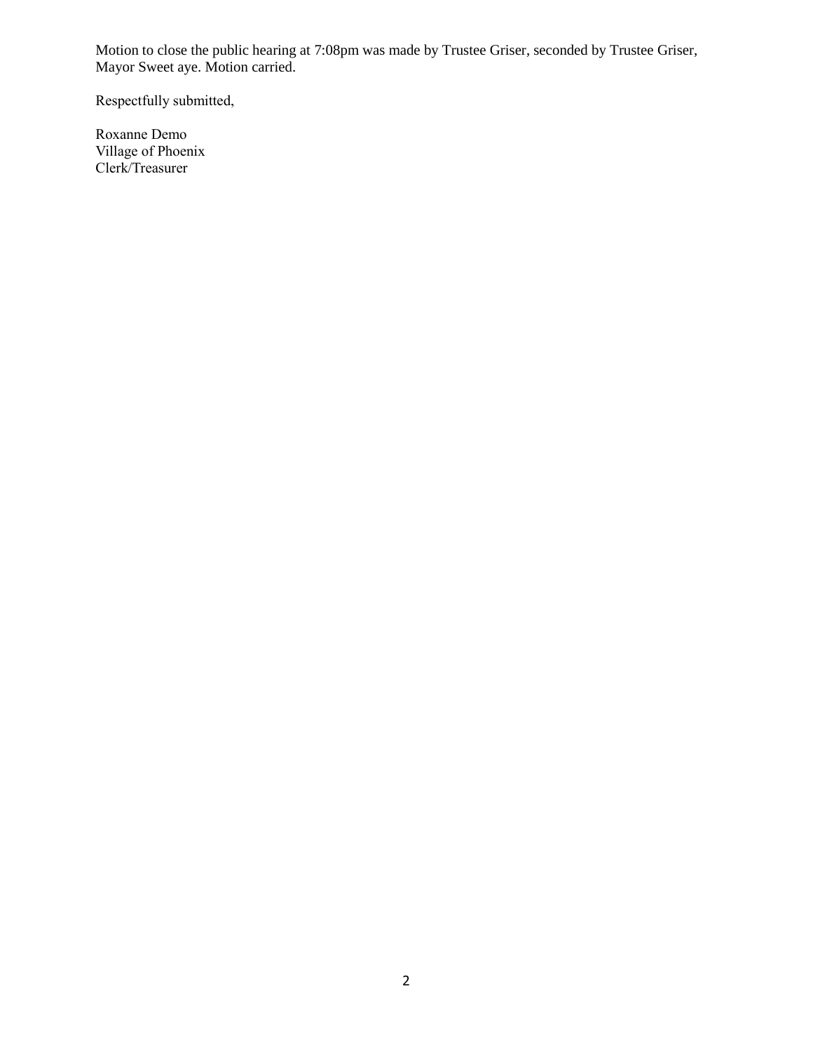Motion to close the public hearing at 7:08pm was made by Trustee Griser, seconded by Trustee Griser, Mayor Sweet aye. Motion carried.

Respectfully submitted,

Roxanne Demo
Village of Phoenix
Clerk/Treasurer